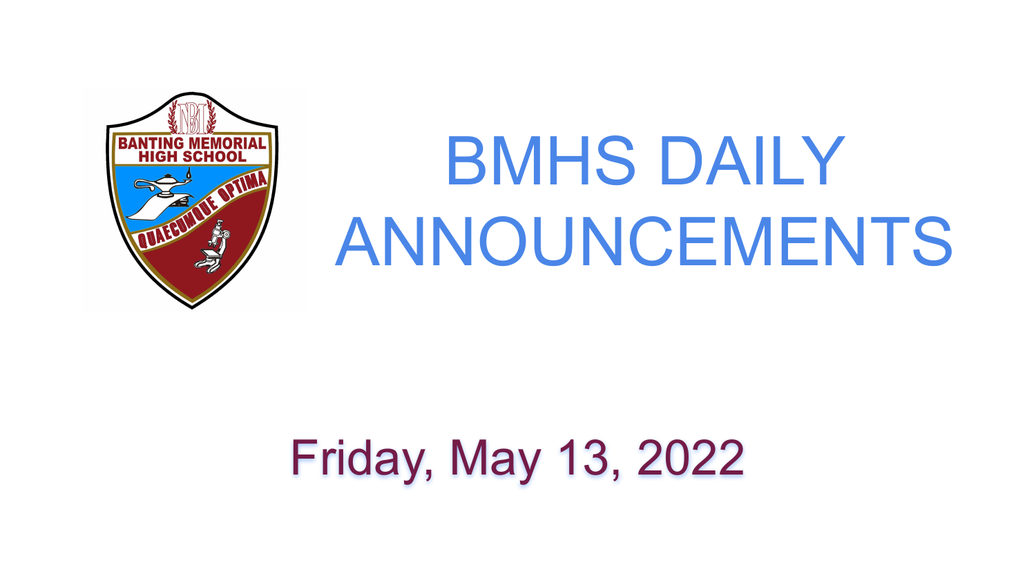# BMHS DAILY ANNOUNCEMENTS

Friday, May 13, 2022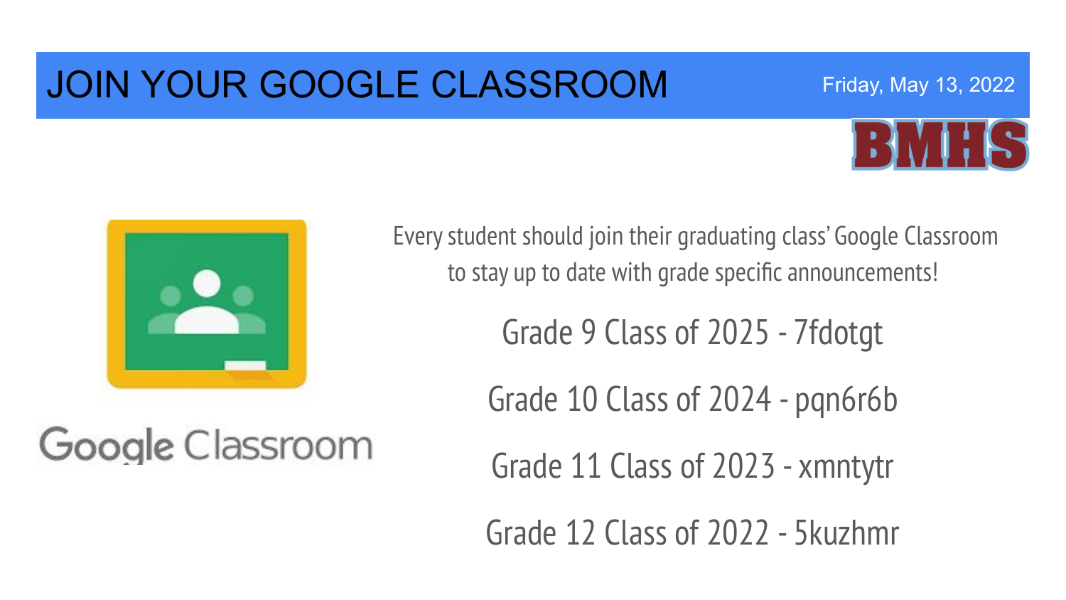# JOIN YOUR GOOGLE CLASSROOM

Friday, May 13, 2022

BMHS

Google Classroom

Every student should join their graduating class' Google Classroom to stay up to date with grade specific announcements!

Grade 9 Class of 2025 - 7fdotgt

Grade 10 Class of 2024 - pqn6r6b

Grade 11 Class of 2023 - xmntytr

Grade 12 Class of 2022 - 5kuzhmr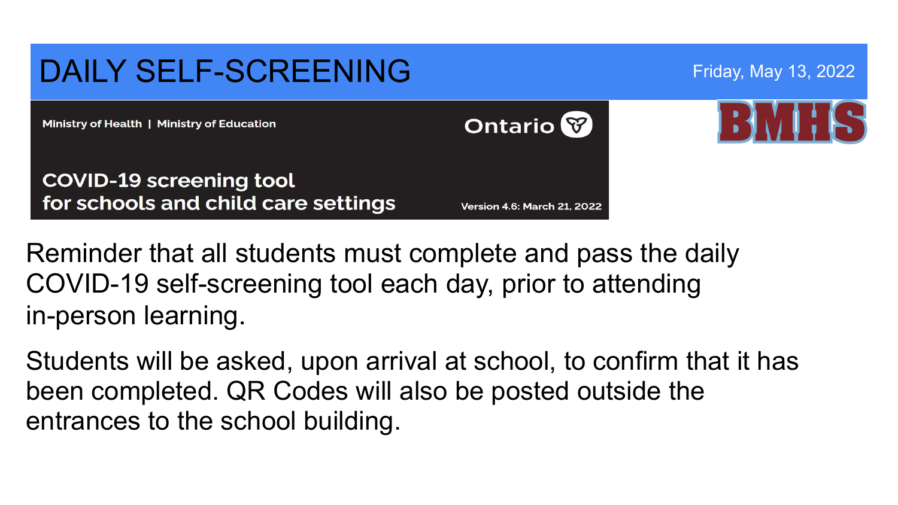# DAILY SELF-SCREENING

Friday, May 13, 2022

Ministry of Health | Ministry of Education

Ontario

**COVID-19 screening tool for schools and child care settings**

Version 4.6: March 21, 2022

BMHS

Reminder that all students must complete and pass the daily COVID-19 self-screening tool each day, prior to attending in-person learning.

Students will be asked, upon arrival at school, to confirm that it has been completed. QR Codes will also be posted outside the entrances to the school building.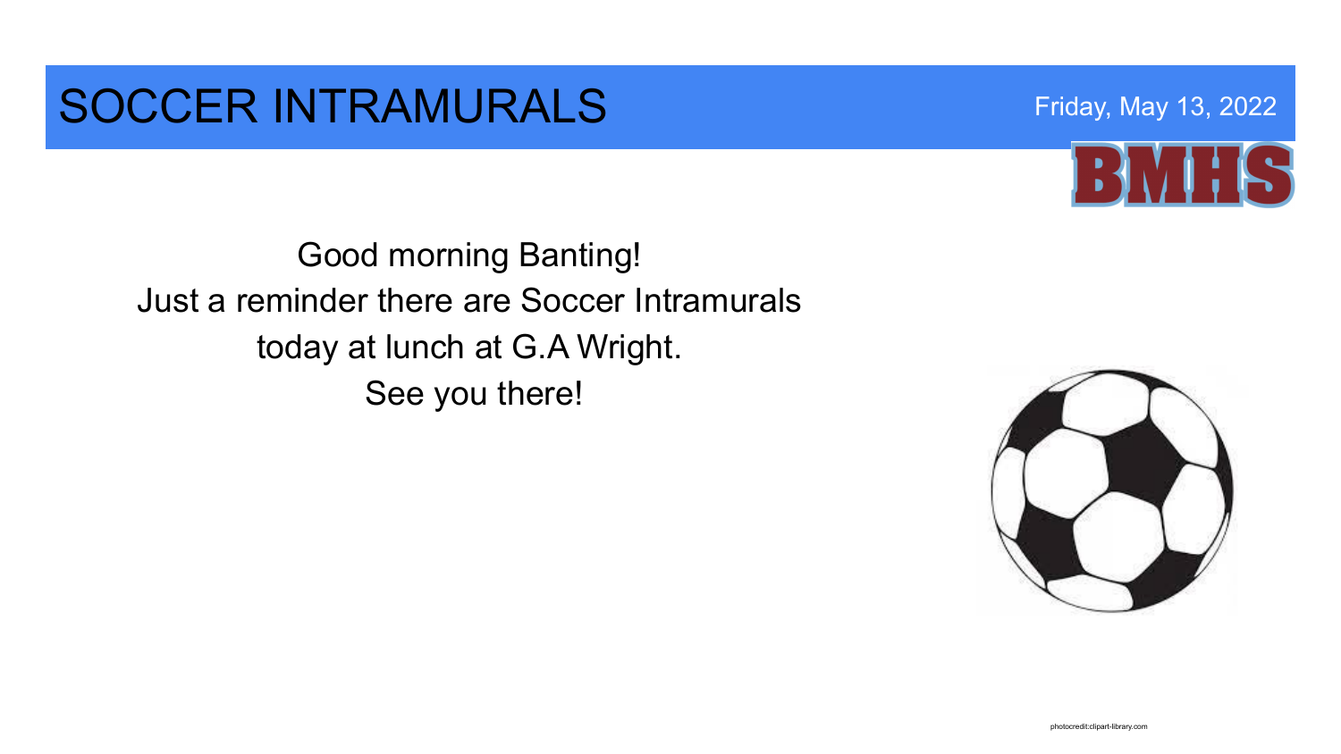# SOCCER INTRAMURALS

Friday, May 13, 2022

BMHS

Good morning Banting!
Just a reminder there are Soccer Intramurals
today at lunch at G.A Wright.
See you there!

photocredit:clipart-library.com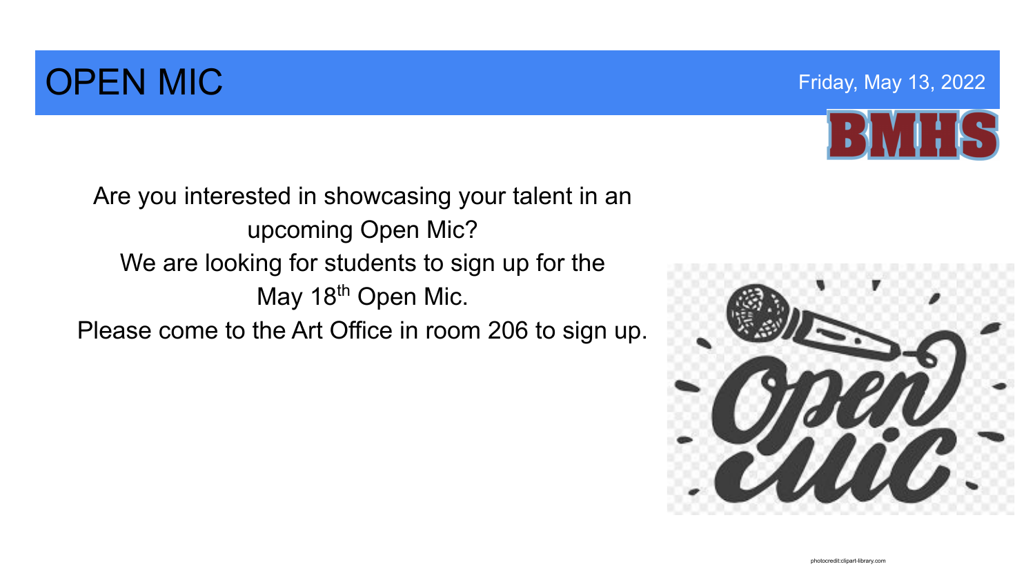# OPEN MIC

Friday, May 13, 2022

BMHS

Are you interested in showcasing your talent in an upcoming Open Mic?

We are looking for students to sign up for the May 18th Open Mic.

Please come to the Art Office in room 206 to sign up.

photocredit:clipart-library.com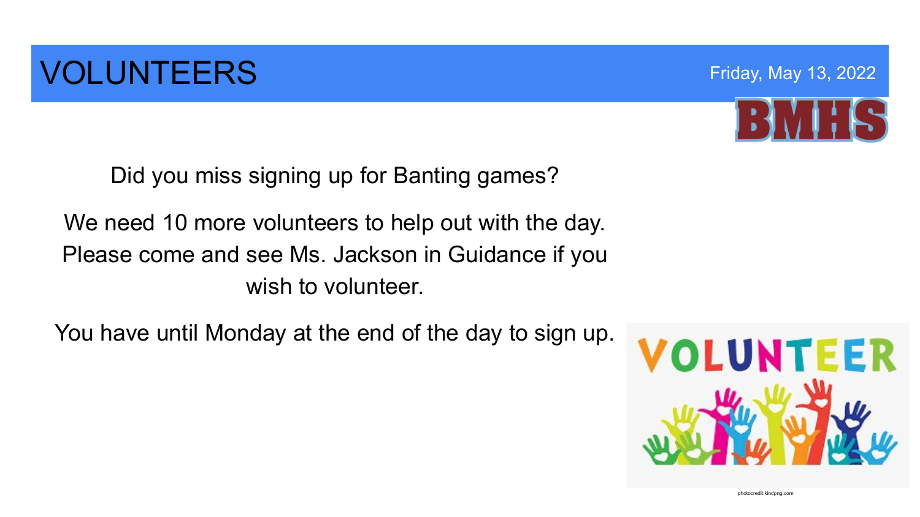# VOLUNTEERS

Friday, May 13, 2022

BMHS

Did you miss signing up for Banting games?

We need 10 more volunteers to help out with the day. Please come and see Ms. Jackson in Guidance if you wish to volunteer.

You have until Monday at the end of the day to sign up.

photocredit:kindpng.com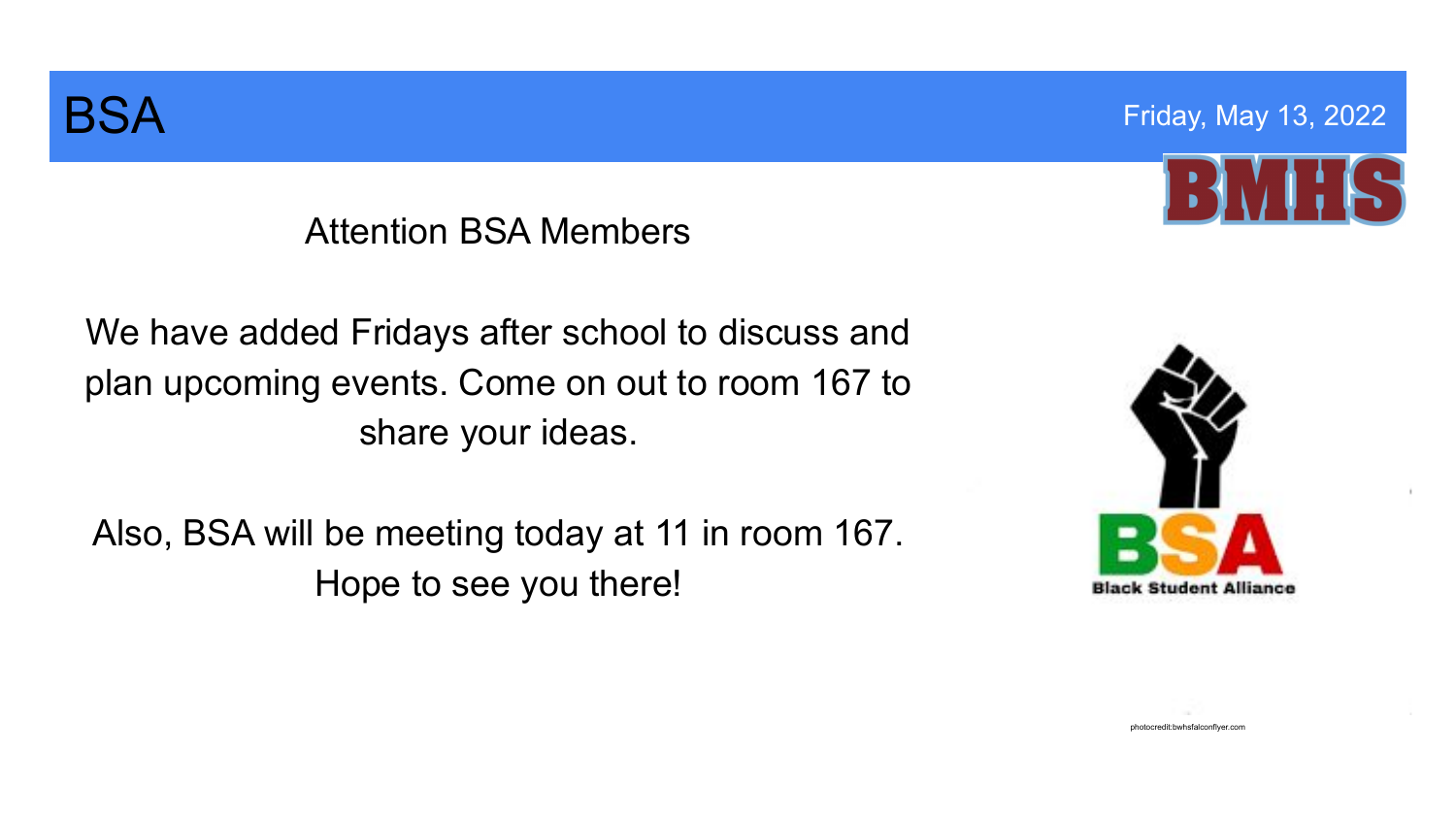# BSA

Friday, May 13, 2022

Attention BSA Members

We have added Fridays after school to discuss and plan upcoming events. Come on out to room 167 to share your ideas.

Also, BSA will be meeting today at 11 in room 167. Hope to see you there!

photocredit:bwhsfalconflyer.com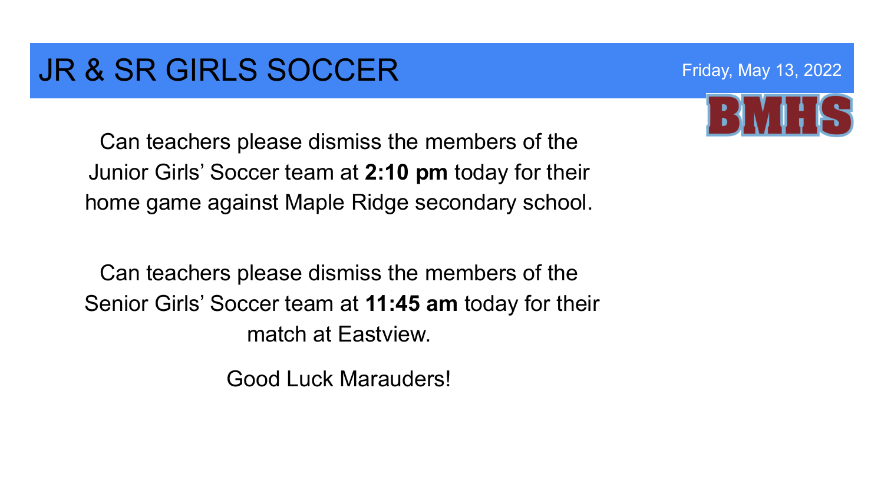# JR & SR GIRLS SOCCER

Friday, May 13, 2022

BMHS

Can teachers please dismiss the members of the Junior Girls' Soccer team at **2:10 pm** today for their home game against Maple Ridge secondary school.

Can teachers please dismiss the members of the Senior Girls' Soccer team at **11:45 am** today for their match at Eastview.

Good Luck Marauders!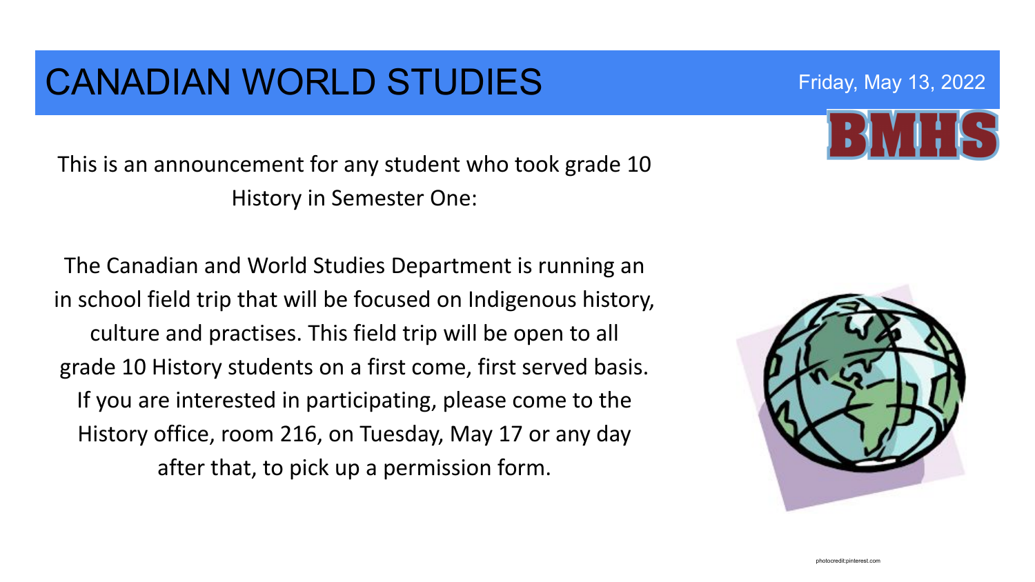# CANADIAN WORLD STUDIES

Friday, May 13, 2022

BMHS

This is an announcement for any student who took grade 10 History in Semester One:

The Canadian and World Studies Department is running an in school field trip that will be focused on Indigenous history, culture and practises. This field trip will be open to all grade 10 History students on a first come, first served basis. If you are interested in participating, please come to the History office, room 216, on Tuesday, May 17 or any day after that, to pick up a permission form.

photocredit:pinterest.com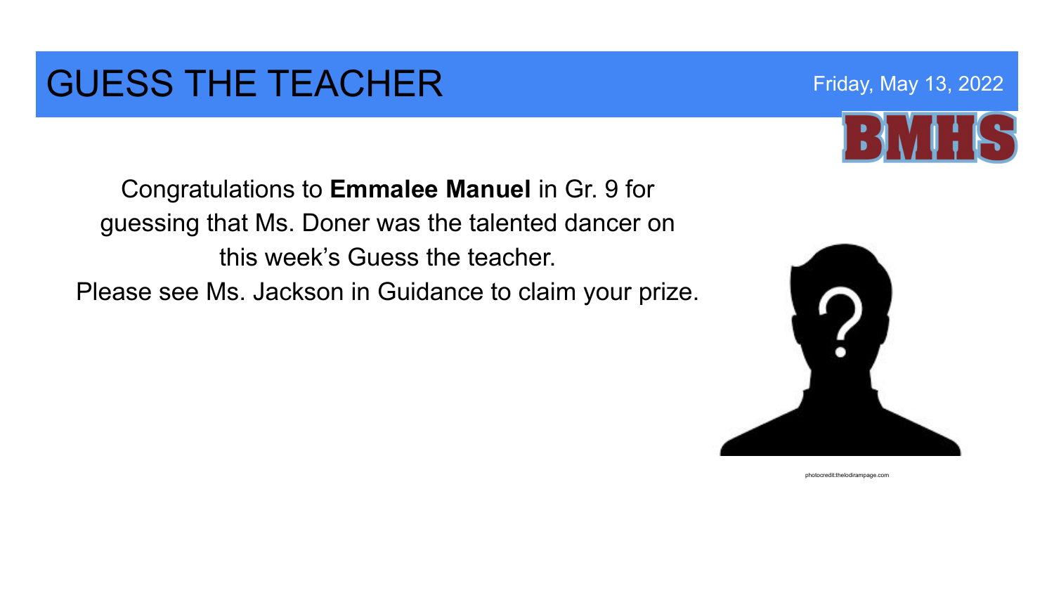# GUESS THE TEACHER

Friday, May 13, 2022

BMHS

Congratulations to **Emmalee Manuel** in Gr. 9 for guessing that Ms. Doner was the talented dancer on this week's Guess the teacher.

Please see Ms. Jackson in Guidance to claim your prize.

photocredit:thelodirampage.com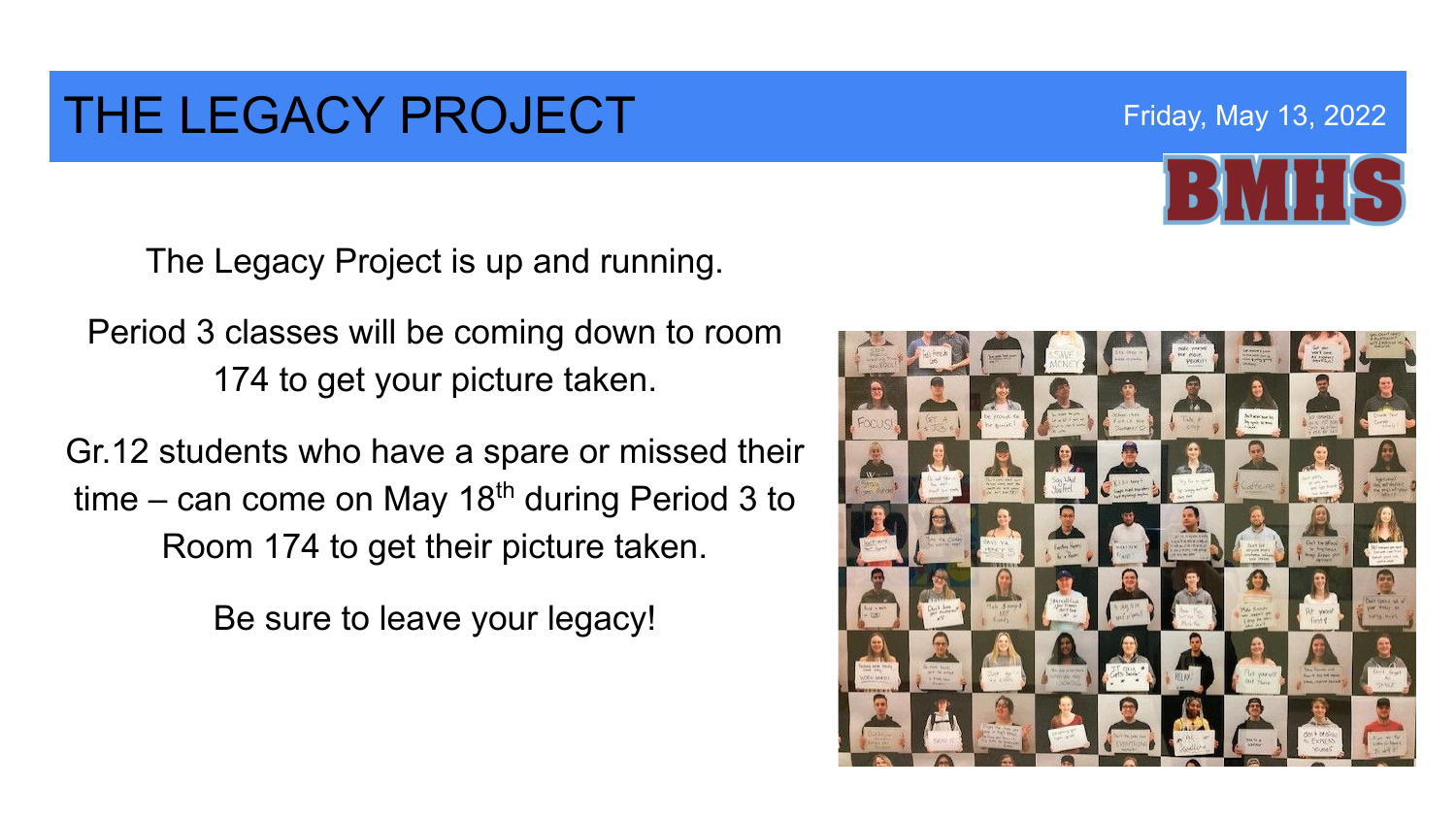# THE LEGACY PROJECT

Friday, May 13, 2022

BMHS

The Legacy Project is up and running.

Period 3 classes will be coming down to room 174 to get your picture taken.

Gr.12 students who have a spare or missed their time – can come on May 18th during Period 3 to Room 174 to get their picture taken.

Be sure to leave your legacy!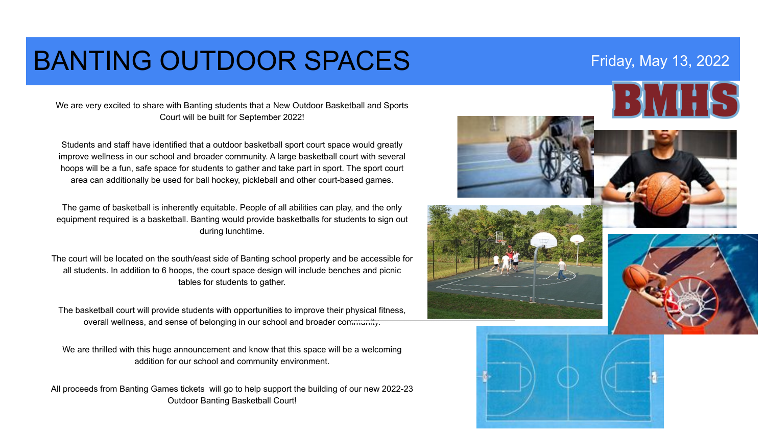# BANTING OUTDOOR SPACES

Friday, May 13, 2022

BMHS

We are very excited to share with Banting students that a New Outdoor Basketball and Sports Court will be built for September 2022!

Students and staff have identified that a outdoor basketball sport court space would greatly improve wellness in our school and broader community. A large basketball court with several hoops will be a fun, safe space for students to gather and take part in sport. The sport court area can additionally be used for ball hockey, pickleball and other court-based games.

The game of basketball is inherently equitable. People of all abilities can play, and the only equipment required is a basketball. Banting would provide basketballs for students to sign out during lunchtime.

The court will be located on the south/east side of Banting school property and be accessible for all students. In addition to 6 hoops, the court space design will include benches and picnic tables for students to gather.

The basketball court will provide students with opportunities to improve their physical fitness, overall wellness, and sense of belonging in our school and broader community.

We are thrilled with this huge announcement and know that this space will be a welcoming addition for our school and community environment.

All proceeds from Banting Games tickets will go to help support the building of our new 2022-23 Outdoor Banting Basketball Court!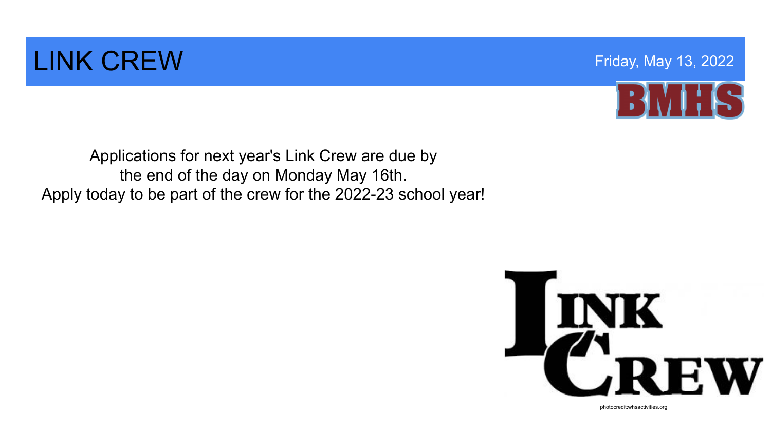# LINK CREW

Friday, May 13, 2022

BMHS

Applications for next year's Link Crew are due by
the end of the day on Monday May 16th.
Apply today to be part of the crew for the 2022-23 school year!

LINK CREW

photocredit:whsactivities.org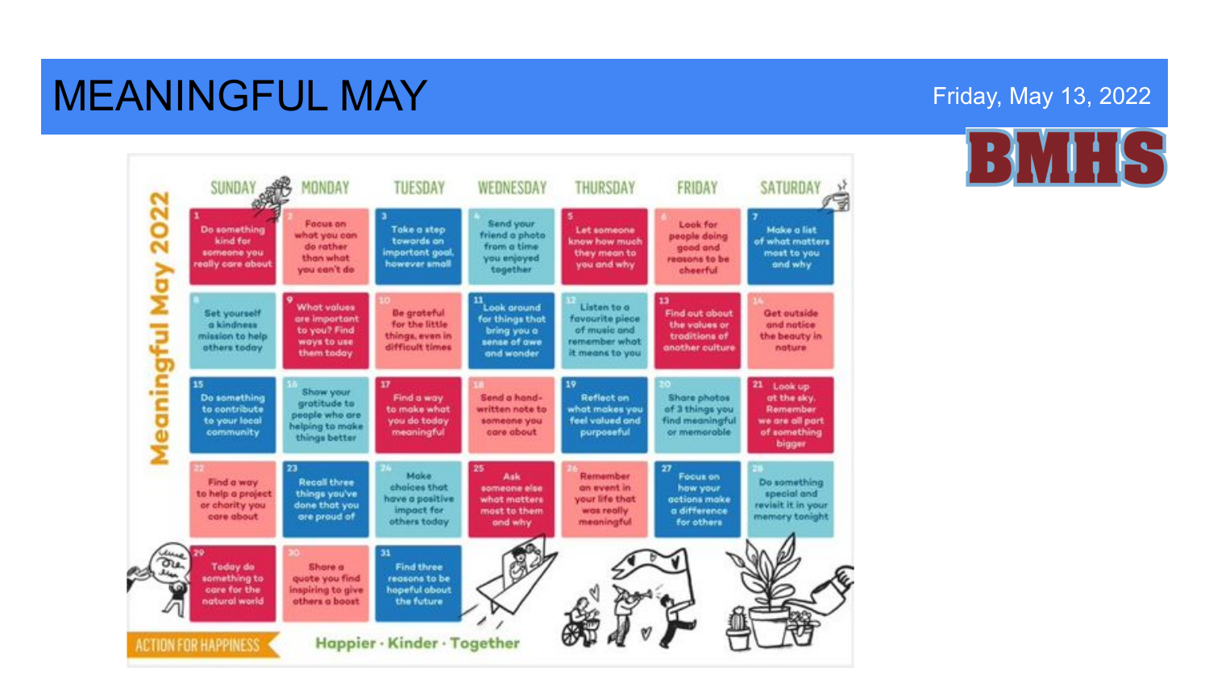# MEANINGFUL MAY

Friday, May 13, 2022

BMHS

## Meaningful May 2022

| SUNDAY | MONDAY | TUESDAY | WEDNESDAY | THURSDAY | FRIDAY | SATURDAY |
|---|---|---|---|---|---|---|
| 1 Do something kind for someone you really care about | 2 Focus on what you can do rather than what you can't do | 3 Take a step towards an important goal, however small | 4 Send your friend a photo from a time you enjoyed together | 5 Let someone know how much they mean to you and why | 6 Look for people doing good and reasons to be cheerful | 7 Make a list of what matters most to you and why |
| 8 Set yourself a kindness mission to help others today | 9 What values are important to you? Find ways to use them today | 10 Be grateful for the little things, even in difficult times | 11 Look around for things that bring you a sense of awe and wonder | 12 Listen to a favourite piece of music and remember what it means to you | 13 Find out about the values or traditions of another culture | 14 Get outside and notice the beauty in nature |
| 15 Do something to contribute to your local community | 16 Show your gratitude to people who are helping to make things better | 17 Find a way to make what you do today meaningful | 18 Send a hand-written note to someone you care about | 19 Reflect on what makes you feel valued and purposeful | 20 Share photos of 3 things you find meaningful or memorable | 21 Look up at the sky. Remember we are all part of something bigger |
| 22 Find a way to help a project or charity you care about | 23 Recall three things you've done that you are proud of | 24 Make choices that have a positive impact for others today | 25 Ask someone else what matters most to them and why | 26 Remember an event in your life that was really meaningful | 27 Focus on how your actions make a difference for others | 28 Do something special and revisit it in your memory tonight |
| 29 Today do something to care for the natural world | 30 Share a quote you find inspiring to give others a boost | 31 Find three reasons to be hopeful about the future | | | | |

ACTION FOR HAPPINESS

Happier · Kinder · Together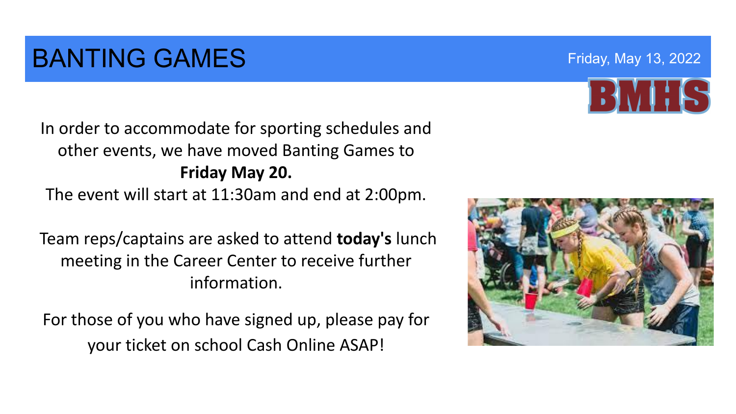# BANTING GAMES

Friday, May 13, 2022

BMHS

In order to accommodate for sporting schedules and other events, we have moved Banting Games to **Friday May 20.**
The event will start at 11:30am and end at 2:00pm.

Team reps/captains are asked to attend **today's** lunch meeting in the Career Center to receive further information.

For those of you who have signed up, please pay for your ticket on school Cash Online ASAP!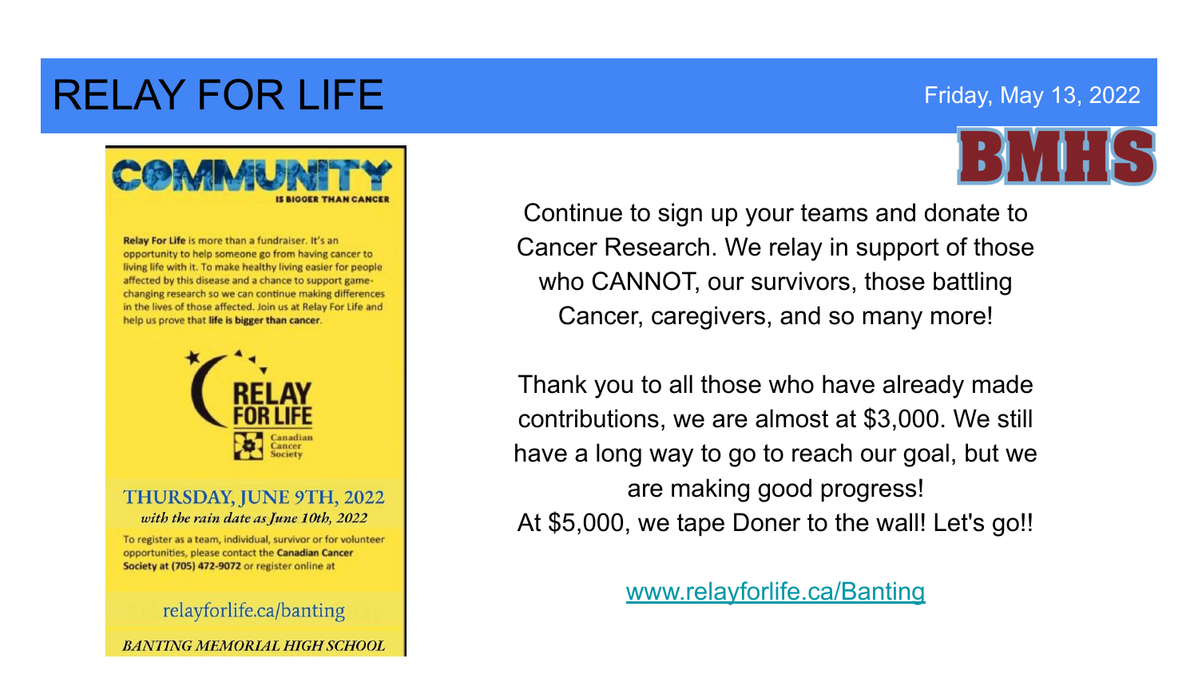# RELAY FOR LIFE

Friday, May 13, 2022

BMHS

**COMMUNITY**
IS BIGGER THAN CANCER

**Relay For Life** is more than a fundraiser. It's an opportunity to help someone go from having cancer to living life with it. To make healthy living easier for people affected by this disease and a chance to support game-changing research so we can continue making differences in the lives of those affected. Join us at Relay For Life and help us prove that **life is bigger than cancer**.

RELAY FOR LIFE
Canadian Cancer Society

**THURSDAY, JUNE 9TH, 2022**
*with the rain date as June 10th, 2022*

To register as a team, individual, survivor or for volunteer opportunities, please contact the **Canadian Cancer Society at (705) 472-9072** or register online at

relayforlife.ca/banting

*BANTING MEMORIAL HIGH SCHOOL*

Continue to sign up your teams and donate to Cancer Research. We relay in support of those who CANNOT, our survivors, those battling Cancer, caregivers, and so many more!

Thank you to all those who have already made contributions, we are almost at $3,000. We still have a long way to go to reach our goal, but we are making good progress!
At $5,000, we tape Doner to the wall! Let's go!!

[www.relayforlife.ca/Banting](http://www.relayforlife.ca/Banting)